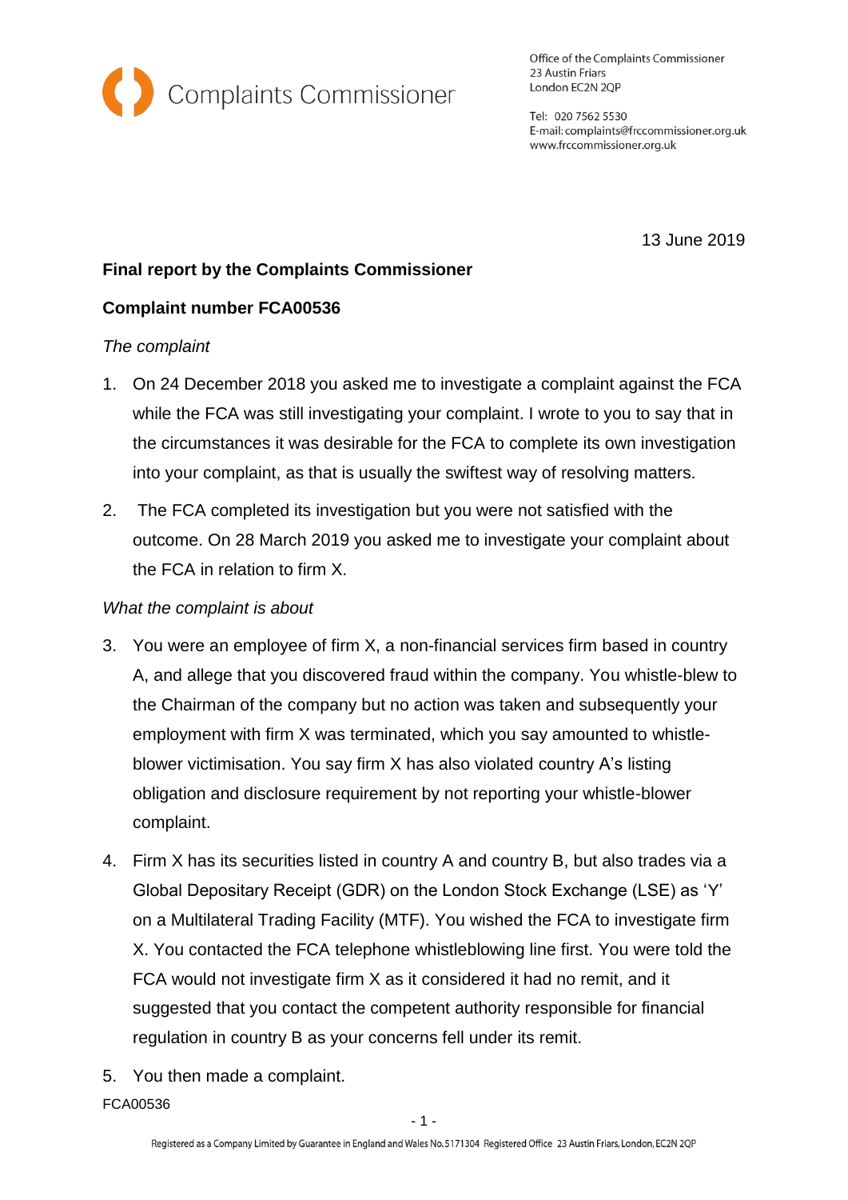Complaints Commissioner

Office of the Complaints Commissioner
23 Austin Friars
London EC2N 2QP

Tel: 020 7562 5530
E-mail: complaints@frccommissioner.org.uk
www.frccommissioner.org.uk

13 June 2019

**Final report by the Complaints Commissioner**

**Complaint number FCA00536**

*The complaint*

1. On 24 December 2018 you asked me to investigate a complaint against the FCA while the FCA was still investigating your complaint. I wrote to you to say that in the circumstances it was desirable for the FCA to complete its own investigation into your complaint, as that is usually the swiftest way of resolving matters.

2. The FCA completed its investigation but you were not satisfied with the outcome. On 28 March 2019 you asked me to investigate your complaint about the FCA in relation to firm X.

*What the complaint is about*

3. You were an employee of firm X, a non-financial services firm based in country A, and allege that you discovered fraud within the company. You whistle-blew to the Chairman of the company but no action was taken and subsequently your employment with firm X was terminated, which you say amounted to whistle-blower victimisation. You say firm X has also violated country A's listing obligation and disclosure requirement by not reporting your whistle-blower complaint.

4. Firm X has its securities listed in country A and country B, but also trades via a Global Depositary Receipt (GDR) on the London Stock Exchange (LSE) as 'Y' on a Multilateral Trading Facility (MTF). You wished the FCA to investigate firm X. You contacted the FCA telephone whistleblowing line first. You were told the FCA would not investigate firm X as it considered it had no remit, and it suggested that you contact the competent authority responsible for financial regulation in country B as your concerns fell under its remit.

5. You then made a complaint.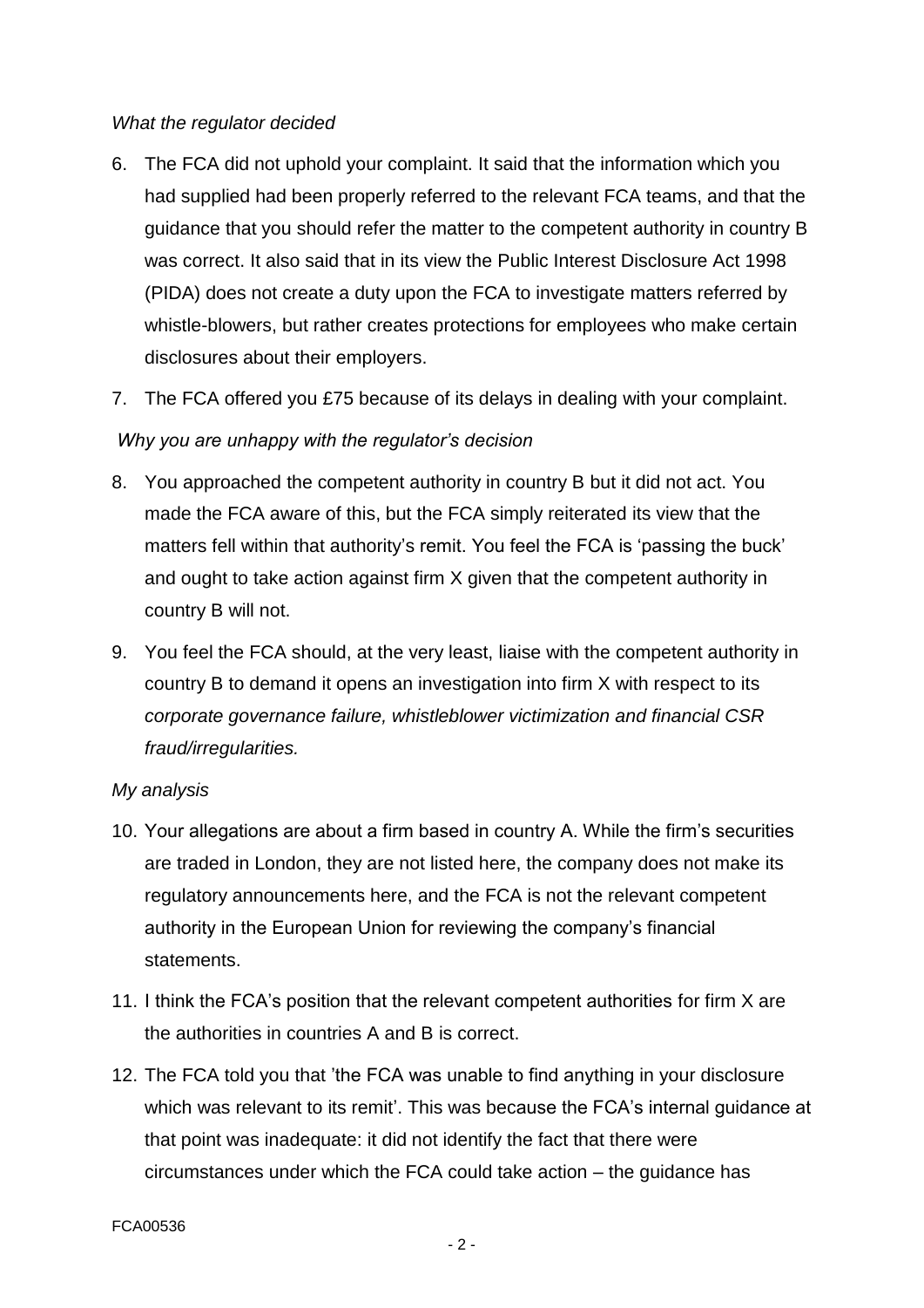*What the regulator decided*

6. The FCA did not uphold your complaint. It said that the information which you had supplied had been properly referred to the relevant FCA teams, and that the guidance that you should refer the matter to the competent authority in country B was correct. It also said that in its view the Public Interest Disclosure Act 1998 (PIDA) does not create a duty upon the FCA to investigate matters referred by whistle-blowers, but rather creates protections for employees who make certain disclosures about their employers.
7. The FCA offered you £75 because of its delays in dealing with your complaint.

*Why you are unhappy with the regulator's decision*

8. You approached the competent authority in country B but it did not act. You made the FCA aware of this, but the FCA simply reiterated its view that the matters fell within that authority's remit. You feel the FCA is 'passing the buck' and ought to take action against firm X given that the competent authority in country B will not.
9. You feel the FCA should, at the very least, liaise with the competent authority in country B to demand it opens an investigation into firm X with respect to its *corporate governance failure, whistleblower victimization and financial CSR fraud/irregularities.*

*My analysis*

10. Your allegations are about a firm based in country A. While the firm's securities are traded in London, they are not listed here, the company does not make its regulatory announcements here, and the FCA is not the relevant competent authority in the European Union for reviewing the company's financial statements.
11. I think the FCA's position that the relevant competent authorities for firm X are the authorities in countries A and B is correct.
12. The FCA told you that 'the FCA was unable to find anything in your disclosure which was relevant to its remit'. This was because the FCA's internal guidance at that point was inadequate: it did not identify the fact that there were circumstances under which the FCA could take action – the guidance has

FCA00536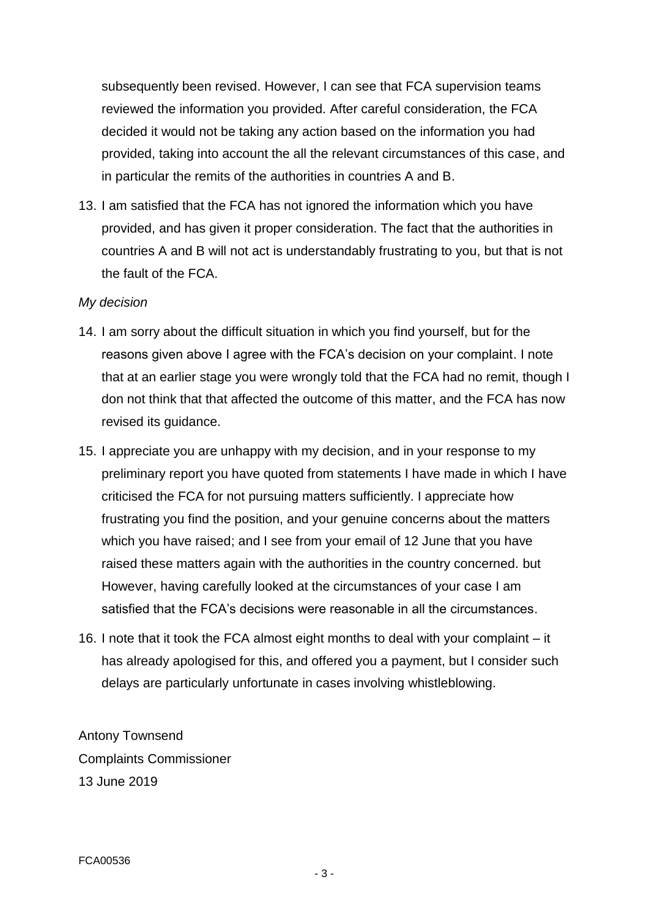subsequently been revised. However, I can see that FCA supervision teams reviewed the information you provided. After careful consideration, the FCA decided it would not be taking any action based on the information you had provided, taking into account the all the relevant circumstances of this case, and in particular the remits of the authorities in countries A and B.

13. I am satisfied that the FCA has not ignored the information which you have provided, and has given it proper consideration. The fact that the authorities in countries A and B will not act is understandably frustrating to you, but that is not the fault of the FCA.

*My decision*

14. I am sorry about the difficult situation in which you find yourself, but for the reasons given above I agree with the FCA's decision on your complaint. I note that at an earlier stage you were wrongly told that the FCA had no remit, though I don not think that that affected the outcome of this matter, and the FCA has now revised its guidance.

15. I appreciate you are unhappy with my decision, and in your response to my preliminary report you have quoted from statements I have made in which I have criticised the FCA for not pursuing matters sufficiently. I appreciate how frustrating you find the position, and your genuine concerns about the matters which you have raised; and I see from your email of 12 June that you have raised these matters again with the authorities in the country concerned. but However, having carefully looked at the circumstances of your case I am satisfied that the FCA's decisions were reasonable in all the circumstances.

16. I note that it took the FCA almost eight months to deal with your complaint – it has already apologised for this, and offered you a payment, but I consider such delays are particularly unfortunate in cases involving whistleblowing.

Antony Townsend
Complaints Commissioner
13 June 2019

FCA00536